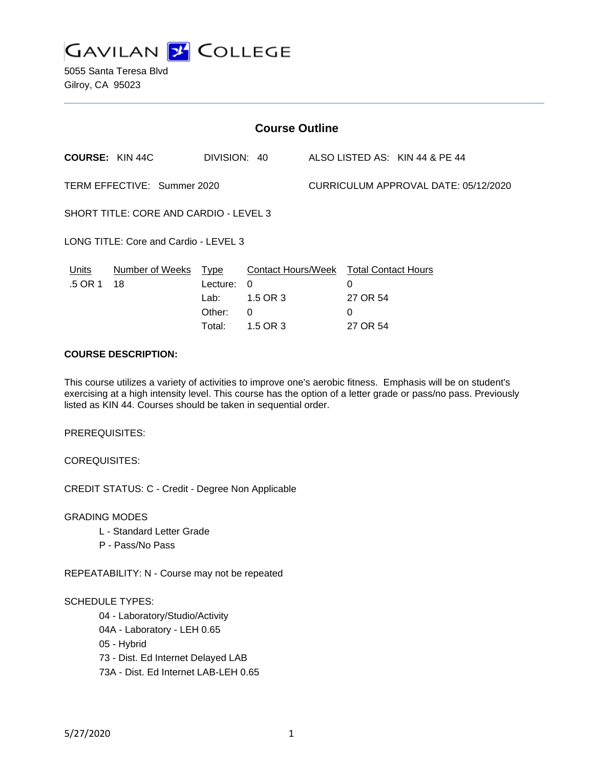# GAVILAN COLLEGE

5055 Santa Teresa Blvd
Gilroy, CA 95023

## Course Outline

**COURSE:** KIN 44C DIVISION: 40 ALSO LISTED AS: KIN 44 & PE 44

TERM EFFECTIVE: Summer 2020 CURRICULUM APPROVAL DATE: 05/12/2020

SHORT TITLE: CORE AND CARDIO - LEVEL 3

LONG TITLE: Core and Cardio - LEVEL 3

| Units | Number of Weeks | Type | Contact Hours/Week | Total Contact Hours |
|---|---|---|---|---|
| .5 OR 1 | 18 | Lecture: | 0 | 0 |
| | | Lab: | 1.5 OR 3 | 27 OR 54 |
| | | Other: | 0 | 0 |
| | | Total: | 1.5 OR 3 | 27 OR 54 |

**COURSE DESCRIPTION:**

This course utilizes a variety of activities to improve one's aerobic fitness. Emphasis will be on student's exercising at a high intensity level. This course has the option of a letter grade or pass/no pass. Previously listed as KIN 44. Courses should be taken in sequential order.

PREREQUISITES:

COREQUISITES:

CREDIT STATUS: C - Credit - Degree Non Applicable

GRADING MODES

- L - Standard Letter Grade
- P - Pass/No Pass

REPEATABILITY: N - Course may not be repeated

SCHEDULE TYPES:

- 04 - Laboratory/Studio/Activity
- 04A - Laboratory - LEH 0.65
- 05 - Hybrid
- 73 - Dist. Ed Internet Delayed LAB
- 73A - Dist. Ed Internet LAB-LEH 0.65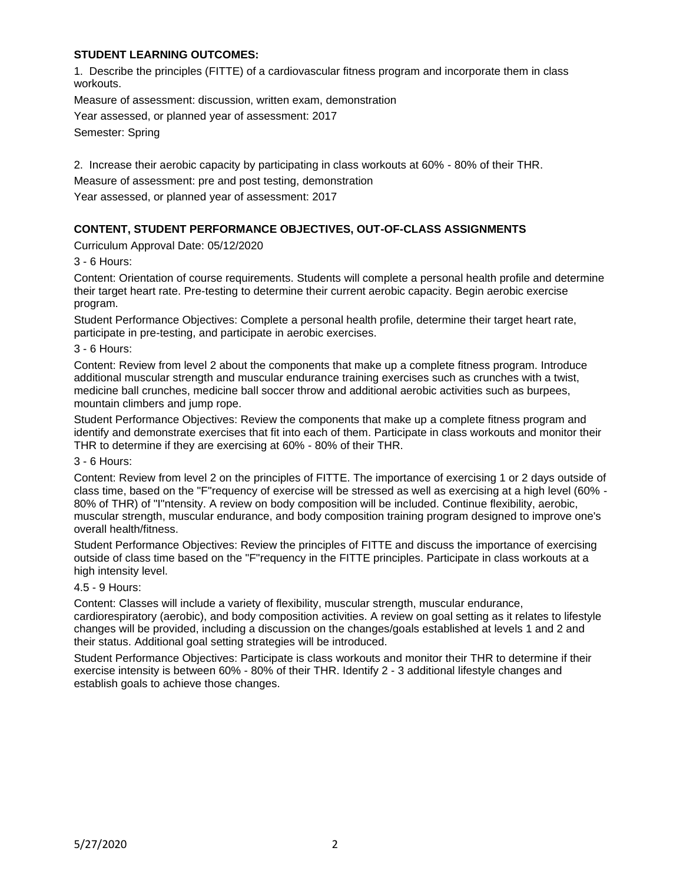**STUDENT LEARNING OUTCOMES:**

1. Describe the principles (FITTE) of a cardiovascular fitness program and incorporate them in class workouts.

Measure of assessment: discussion, written exam, demonstration

Year assessed, or planned year of assessment: 2017

Semester: Spring

2. Increase their aerobic capacity by participating in class workouts at 60% - 80% of their THR.

Measure of assessment: pre and post testing, demonstration

Year assessed, or planned year of assessment: 2017

**CONTENT, STUDENT PERFORMANCE OBJECTIVES, OUT-OF-CLASS ASSIGNMENTS**

Curriculum Approval Date: 05/12/2020

3 - 6 Hours:

Content: Orientation of course requirements. Students will complete a personal health profile and determine their target heart rate. Pre-testing to determine their current aerobic capacity. Begin aerobic exercise program.

Student Performance Objectives: Complete a personal health profile, determine their target heart rate, participate in pre-testing, and participate in aerobic exercises.

3 - 6 Hours:

Content: Review from level 2 about the components that make up a complete fitness program. Introduce additional muscular strength and muscular endurance training exercises such as crunches with a twist, medicine ball crunches, medicine ball soccer throw and additional aerobic activities such as burpees, mountain climbers and jump rope.

Student Performance Objectives: Review the components that make up a complete fitness program and identify and demonstrate exercises that fit into each of them. Participate in class workouts and monitor their THR to determine if they are exercising at 60% - 80% of their THR.

3 - 6 Hours:

Content: Review from level 2 on the principles of FITTE. The importance of exercising 1 or 2 days outside of class time, based on the "F"requency of exercise will be stressed as well as exercising at a high level (60% - 80% of THR) of "I"ntensity. A review on body composition will be included. Continue flexibility, aerobic, muscular strength, muscular endurance, and body composition training program designed to improve one's overall health/fitness.

Student Performance Objectives: Review the principles of FITTE and discuss the importance of exercising outside of class time based on the "F"requency in the FITTE principles. Participate in class workouts at a high intensity level.

4.5 - 9 Hours:

Content: Classes will include a variety of flexibility, muscular strength, muscular endurance, cardiorespiratory (aerobic), and body composition activities. A review on goal setting as it relates to lifestyle changes will be provided, including a discussion on the changes/goals established at levels 1 and 2 and their status. Additional goal setting strategies will be introduced.

Student Performance Objectives: Participate is class workouts and monitor their THR to determine if their exercise intensity is between 60% - 80% of their THR. Identify 2 - 3 additional lifestyle changes and establish goals to achieve those changes.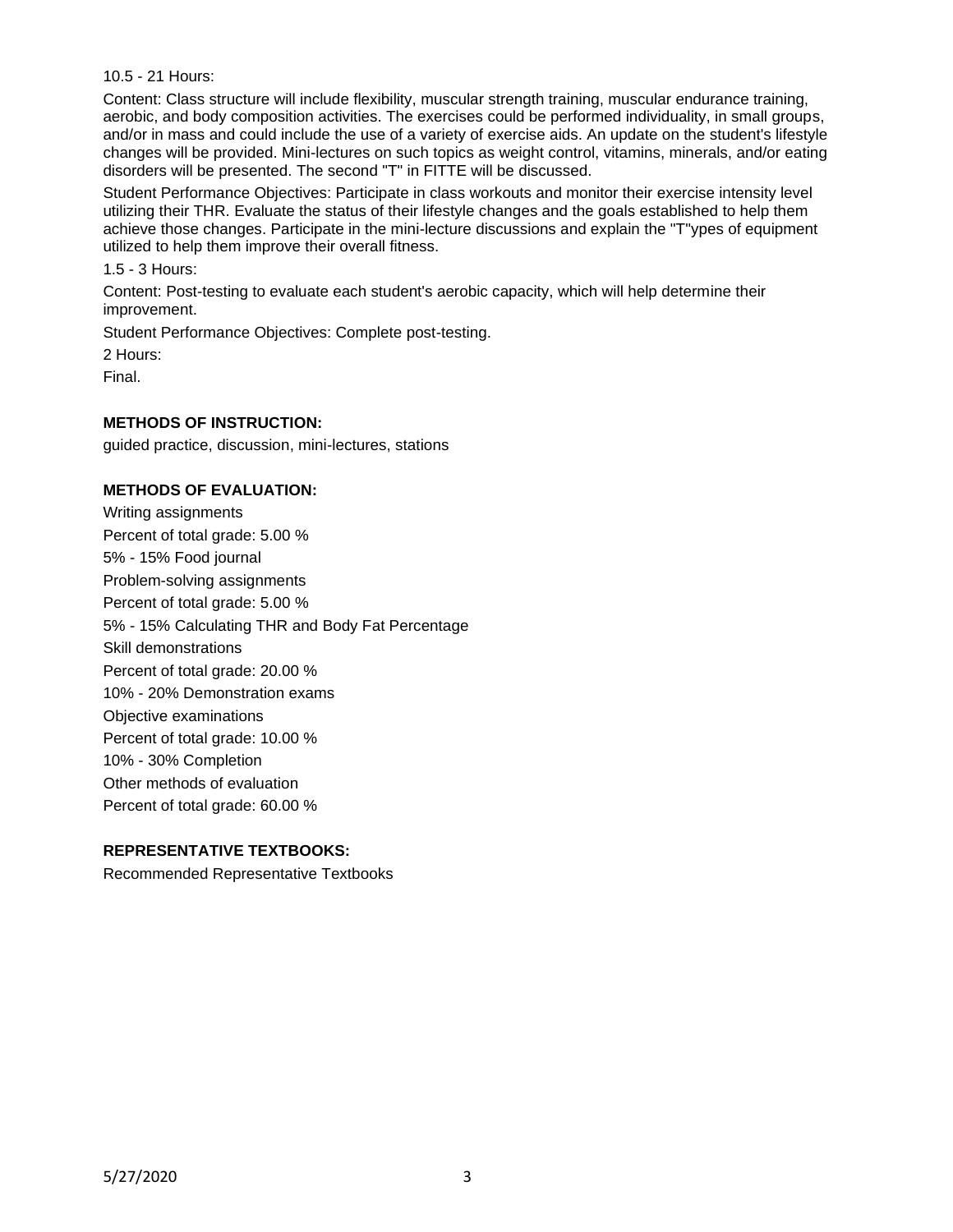10.5 - 21 Hours:

Content: Class structure will include flexibility, muscular strength training, muscular endurance training, aerobic, and body composition activities. The exercises could be performed individuality, in small groups, and/or in mass and could include the use of a variety of exercise aids. An update on the student's lifestyle changes will be provided. Mini-lectures on such topics as weight control, vitamins, minerals, and/or eating disorders will be presented. The second "T" in FITTE will be discussed.

Student Performance Objectives: Participate in class workouts and monitor their exercise intensity level utilizing their THR. Evaluate the status of their lifestyle changes and the goals established to help them achieve those changes. Participate in the mini-lecture discussions and explain the "T"ypes of equipment utilized to help them improve their overall fitness.

1.5 - 3 Hours:

Content: Post-testing to evaluate each student's aerobic capacity, which will help determine their improvement.

Student Performance Objectives: Complete post-testing.

2 Hours:

Final.

**METHODS OF INSTRUCTION:**

guided practice, discussion, mini-lectures, stations

**METHODS OF EVALUATION:**

Writing assignments

Percent of total grade: 5.00 %

5% - 15% Food journal

Problem-solving assignments

Percent of total grade: 5.00 %

5% - 15% Calculating THR and Body Fat Percentage

Skill demonstrations

Percent of total grade: 20.00 %

10% - 20% Demonstration exams

Objective examinations

Percent of total grade: 10.00 %

10% - 30% Completion

Other methods of evaluation

Percent of total grade: 60.00 %

**REPRESENTATIVE TEXTBOOKS:**

Recommended Representative Textbooks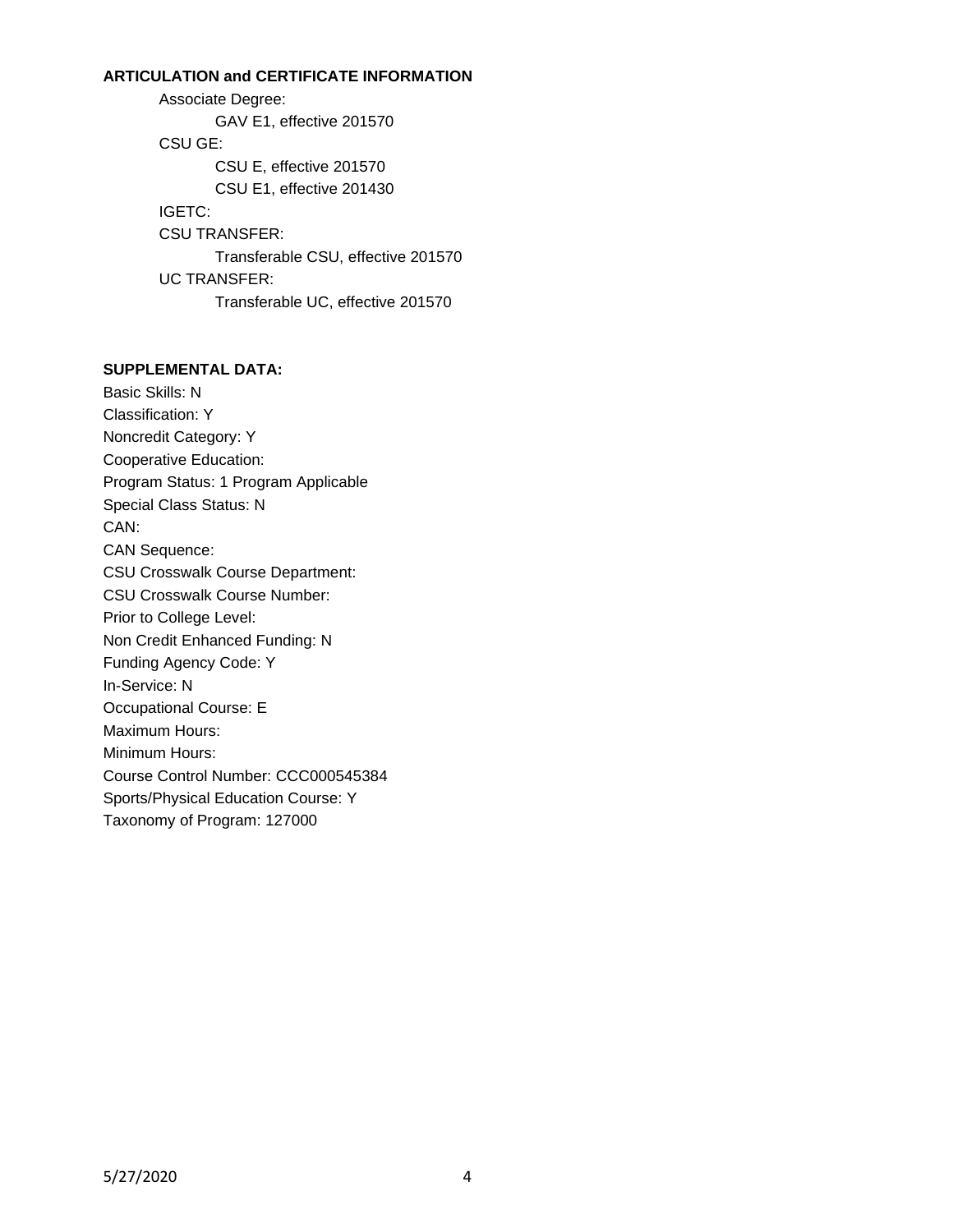**ARTICULATION and CERTIFICATE INFORMATION**

Associate Degree:

- GAV E1, effective 201570

CSU GE:

- CSU E, effective 201570
- CSU E1, effective 201430

IGETC:

CSU TRANSFER:

- Transferable CSU, effective 201570

UC TRANSFER:

- Transferable UC, effective 201570

**SUPPLEMENTAL DATA:**

Basic Skills: N
Classification: Y
Noncredit Category: Y
Cooperative Education:
Program Status: 1 Program Applicable
Special Class Status: N
CAN:
CAN Sequence:
CSU Crosswalk Course Department:
CSU Crosswalk Course Number:
Prior to College Level:
Non Credit Enhanced Funding: N
Funding Agency Code: Y
In-Service: N
Occupational Course: E
Maximum Hours:
Minimum Hours:
Course Control Number: CCC000545384
Sports/Physical Education Course: Y
Taxonomy of Program: 127000